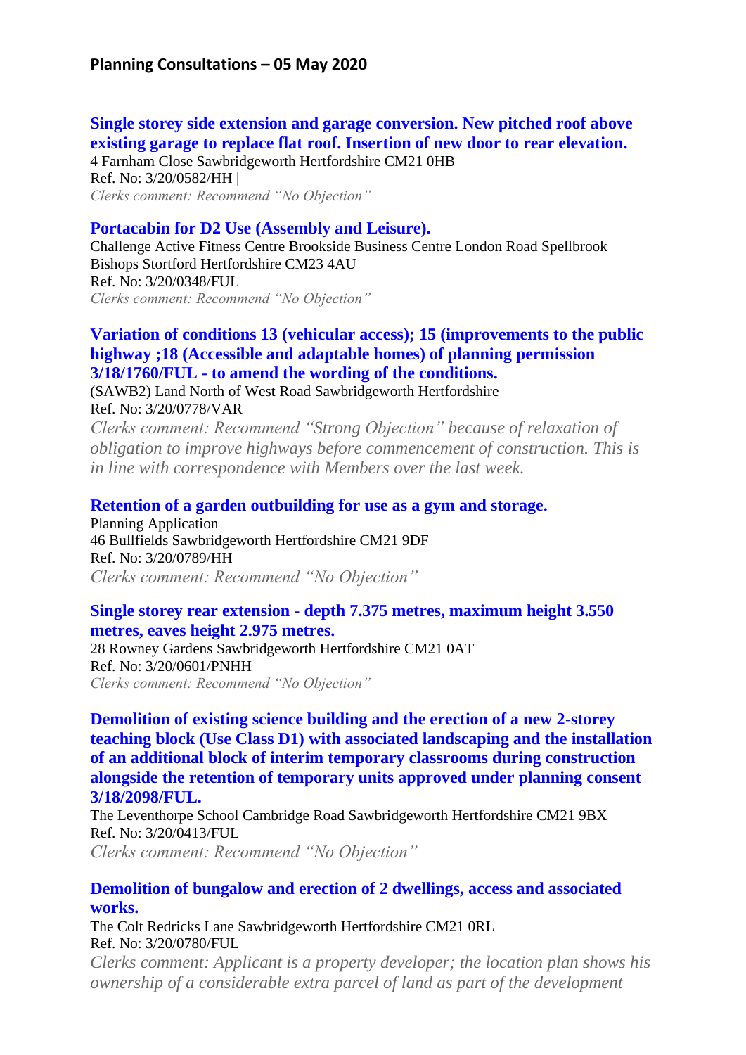## Planning Consultations – 05 May 2020

**Single storey side extension and garage conversion. New pitched roof above existing garage to replace flat roof. Insertion of new door to rear elevation.**

4 Farnham Close Sawbridgeworth Hertfordshire CM21 0HB
Ref. No: 3/20/0582/HH |
*Clerks comment: Recommend "No Objection"*

**Portacabin for D2 Use (Assembly and Leisure).**

Challenge Active Fitness Centre Brookside Business Centre London Road Spellbrook Bishops Stortford Hertfordshire CM23 4AU
Ref. No: 3/20/0348/FUL
*Clerks comment: Recommend "No Objection"*

**Variation of conditions 13 (vehicular access); 15 (improvements to the public highway ;18 (Accessible and adaptable homes) of planning permission 3/18/1760/FUL - to amend the wording of the conditions.**

(SAWB2) Land North of West Road Sawbridgeworth Hertfordshire
Ref. No: 3/20/0778/VAR
*Clerks comment: Recommend "Strong Objection" because of relaxation of obligation to improve highways before commencement of construction. This is in line with correspondence with Members over the last week.*

**Retention of a garden outbuilding for use as a gym and storage.**

Planning Application
46 Bullfields Sawbridgeworth Hertfordshire CM21 9DF
Ref. No: 3/20/0789/HH
*Clerks comment: Recommend "No Objection"*

**Single storey rear extension - depth 7.375 metres, maximum height 3.550 metres, eaves height 2.975 metres.**

28 Rowney Gardens Sawbridgeworth Hertfordshire CM21 0AT
Ref. No: 3/20/0601/PNHH
*Clerks comment: Recommend "No Objection"*

**Demolition of existing science building and the erection of a new 2-storey teaching block (Use Class D1) with associated landscaping and the installation of an additional block of interim temporary classrooms during construction alongside the retention of temporary units approved under planning consent 3/18/2098/FUL.**

The Leventhorpe School Cambridge Road Sawbridgeworth Hertfordshire CM21 9BX
Ref. No: 3/20/0413/FUL
*Clerks comment: Recommend "No Objection"*

**Demolition of bungalow and erection of 2 dwellings, access and associated works.**

The Colt Redricks Lane Sawbridgeworth Hertfordshire CM21 0RL
Ref. No: 3/20/0780/FUL
*Clerks comment: Applicant is a property developer; the location plan shows his ownership of a considerable extra parcel of land as part of the development*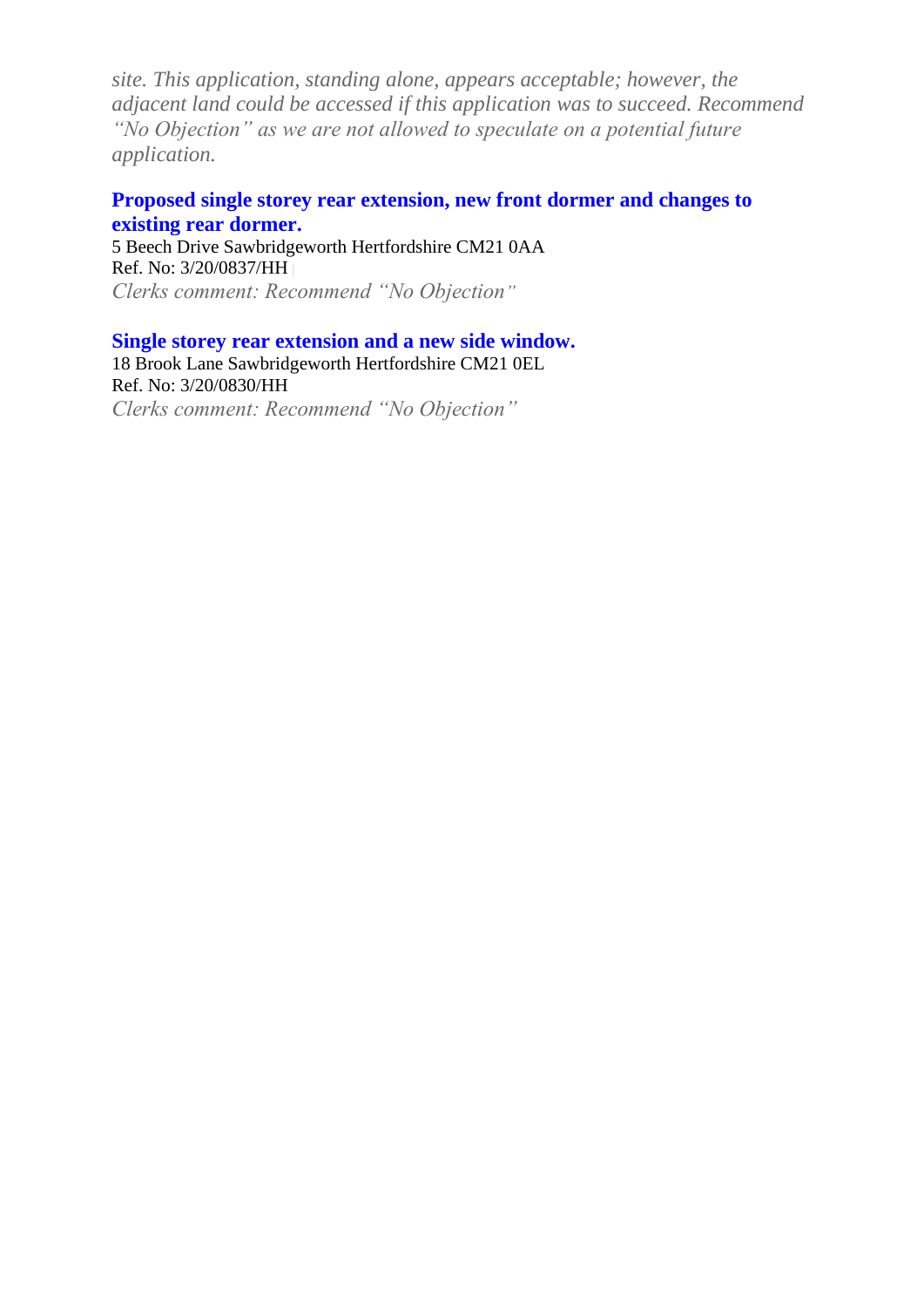*site. This application, standing alone, appears acceptable; however, the adjacent land could be accessed if this application was to succeed. Recommend "No Objection" as we are not allowed to speculate on a potential future application.*

**Proposed single storey rear extension, new front dormer and changes to existing rear dormer.**

5 Beech Drive Sawbridgeworth Hertfordshire CM21 0AA
Ref. No: 3/20/0837/HH

*Clerks comment: Recommend "No Objection"*

**Single storey rear extension and a new side window.**

18 Brook Lane Sawbridgeworth Hertfordshire CM21 0EL
Ref. No: 3/20/0830/HH

*Clerks comment: Recommend "No Objection"*